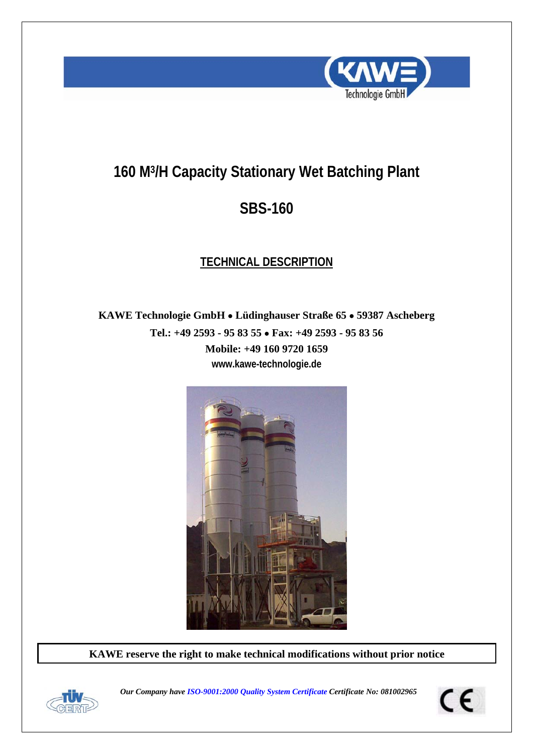# 160 M³/H Capacity Stationary Wet Batching Plant

# SBS-160

## TECHNICAL DESCRIPTION

**KAWE Technologie GmbH • Lüdinghauser Straße 65 • 59387 Ascheberg**
**Tel.: +49 2593 - 95 83 55 • Fax: +49 2593 - 95 83 56**
**Mobile: +49 160 9720 1659**
**www.kawe-technologie.de**

**KAWE reserve the right to make technical modifications without prior notice**

***Our Company have ISO-9001:2000 Quality System Certificate Certificate No: 081002965***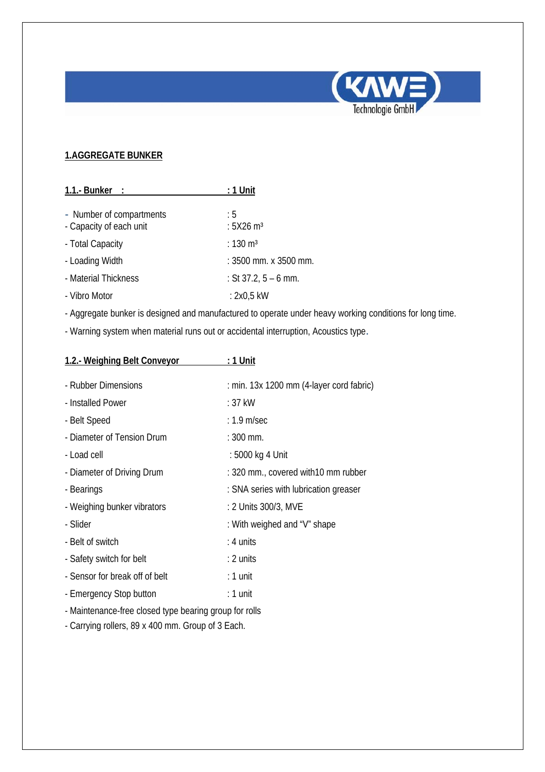## 1.AGGREGATE BUNKER

### 1.1.- Bunker : : 1 Unit

| | |
|---|---|
| - Number of compartments | : 5 |
| - Capacity of each unit | : 5X26 m³ |
| - Total Capacity | : 130 m³ |
| - Loading Width | : 3500 mm. x 3500 mm. |
| - Material Thickness | : St 37.2, 5 – 6 mm. |
| - Vibro Motor | : 2x0,5 kW |

- Aggregate bunker is designed and manufactured to operate under heavy working conditions for long time.
- Warning system when material runs out or accidental interruption, Acoustics type.

### 1.2.- Weighing Belt Conveyor : 1 Unit

| | |
|---|---|
| - Rubber Dimensions | : min. 13x 1200 mm (4-layer cord fabric) |
| - Installed Power | : 37 kW |
| - Belt Speed | : 1.9 m/sec |
| - Diameter of Tension Drum | : 300 mm. |
| - Load cell | : 5000 kg 4 Unit |
| - Diameter of Driving Drum | : 320 mm., covered with10 mm rubber |
| - Bearings | : SNA series with lubrication greaser |
| - Weighing bunker vibrators | : 2 Units 300/3, MVE |
| - Slider | : With weighed and "V" shape |
| - Belt of switch | : 4 units |
| - Safety switch for belt | : 2 units |
| - Sensor for break off of belt | : 1 unit |
| - Emergency Stop button | : 1 unit |

- Maintenance-free closed type bearing group for rolls
- Carrying rollers, 89 x 400 mm. Group of 3 Each.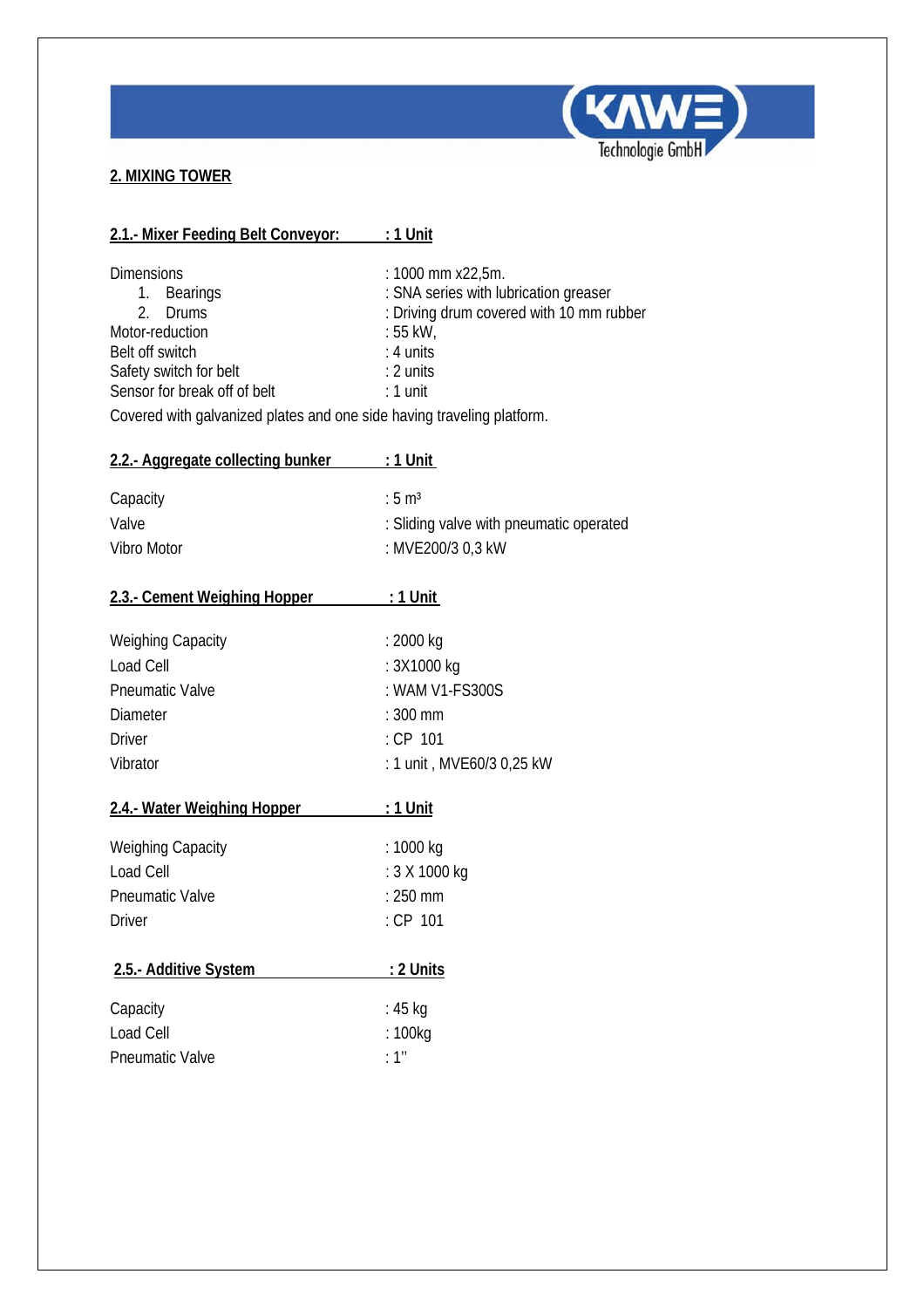## 2. MIXING TOWER

### 2.1.- Mixer Feeding Belt Conveyor: : 1 Unit

| | |
|---|---|
| Dimensions | : 1000 mm x22,5m. |
| 1. Bearings | : SNA series with lubrication greaser |
| 2. Drums | : Driving drum covered with 10 mm rubber |
| Motor-reduction | : 55 kW, |
| Belt off switch | : 4 units |
| Safety switch for belt | : 2 units |
| Sensor for break off of belt | : 1 unit |

Covered with galvanized plates and one side having traveling platform.

### 2.2.- Aggregate collecting bunker : 1 Unit

| | |
|---|---|
| Capacity | : 5 $m^3$ |
| Valve | : Sliding valve with pneumatic operated |
| Vibro Motor | : MVE200/3 0,3 kW |

### 2.3.- Cement Weighing Hopper : 1 Unit

| | |
|---|---|
| Weighing Capacity | : 2000 kg |
| Load Cell | : 3X1000 kg |
| Pneumatic Valve | : WAM V1-FS300S |
| Diameter | : 300 mm |
| Driver | : CP 101 |
| Vibrator | : 1 unit , MVE60/3 0,25 kW |

### 2.4.- Water Weighing Hopper : 1 Unit

| | |
|---|---|
| Weighing Capacity | : 1000 kg |
| Load Cell | : 3 X 1000 kg |
| Pneumatic Valve | : 250 mm |
| Driver | : CP 101 |

### 2.5.- Additive System : 2 Units

| | |
|---|---|
| Capacity | : 45 kg |
| Load Cell | : 100kg |
| Pneumatic Valve | : 1'' |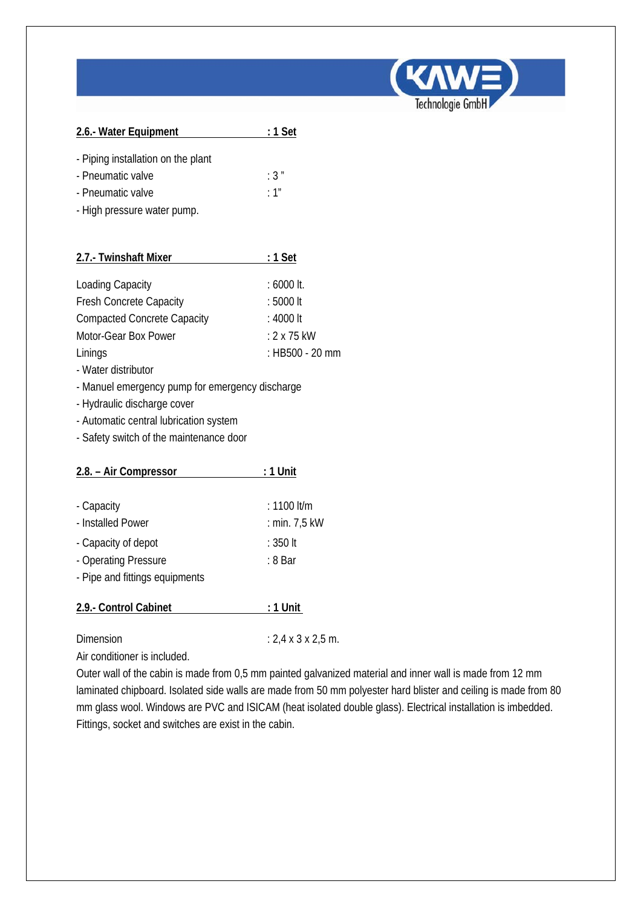**2.6.- Water Equipment : 1 Set**

- Piping installation on the plant
- Pneumatic valve : 3 "
- Pneumatic valve : 1"
- High pressure water pump.

**2.7.- Twinshaft Mixer : 1 Set**

| | |
|---|---|
| Loading Capacity | : 6000 lt. |
| Fresh Concrete Capacity | : 5000 lt |
| Compacted Concrete Capacity | : 4000 lt |
| Motor-Gear Box Power | : 2 x 75 kW |
| Linings | : HB500 - 20 mm |

- Water distributor
- Manuel emergency pump for emergency discharge
- Hydraulic discharge cover
- Automatic central lubrication system
- Safety switch of the maintenance door

**2.8. – Air Compressor : 1 Unit**

- Capacity : 1100 lt/m
- Installed Power : min. 7,5 kW
- Capacity of depot : 350 lt
- Operating Pressure : 8 Bar
- Pipe and fittings equipments

**2.9.- Control Cabinet : 1 Unit**

Dimension : 2,4 x 3 x 2,5 m.

Air conditioner is included.

Outer wall of the cabin is made from 0,5 mm painted galvanized material and inner wall is made from 12 mm laminated chipboard. Isolated side walls are made from 50 mm polyester hard blister and ceiling is made from 80 mm glass wool. Windows are PVC and ISICAM (heat isolated double glass). Electrical installation is imbedded. Fittings, socket and switches are exist in the cabin.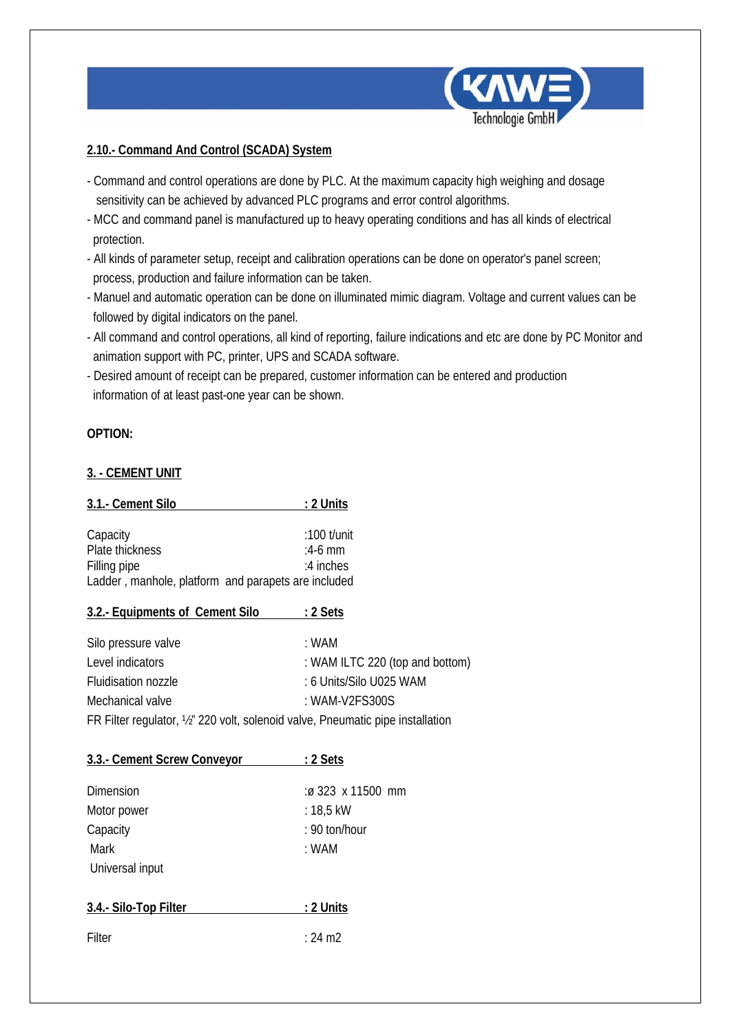## 2.10.- Command And Control (SCADA) System

- Command and control operations are done by PLC. At the maximum capacity high weighing and dosage sensitivity can be achieved by advanced PLC programs and error control algorithms.
- MCC and command panel is manufactured up to heavy operating conditions and has all kinds of electrical protection.
- All kinds of parameter setup, receipt and calibration operations can be done on operator's panel screen; process, production and failure information can be taken.
- Manuel and automatic operation can be done on illuminated mimic diagram. Voltage and current values can be followed by digital indicators on the panel.
- All command and control operations, all kind of reporting, failure indications and etc are done by PC Monitor and animation support with PC, printer, UPS and SCADA software.
- Desired amount of receipt can be prepared, customer information can be entered and production information of at least past-one year can be shown.

**OPTION:**

## 3. - CEMENT UNIT

### 3.1.- Cement Silo : 2 Units

| | |
|---|---|
| Capacity | :100 t/unit |
| Plate thickness | :4-6 mm |
| Filling pipe | :4 inches |

Ladder , manhole, platform and parapets are included

### 3.2.- Equipments of Cement Silo : 2 Sets

| | |
|---|---|
| Silo pressure valve | : WAM |
| Level indicators | : WAM ILTC 220 (top and bottom) |
| Fluidisation nozzle | : 6 Units/Silo U025 WAM |
| Mechanical valve | : WAM-V2FS300S |

FR Filter regulator, ½" 220 volt, solenoid valve, Pneumatic pipe installation

### 3.3.- Cement Screw Conveyor : 2 Sets

| | |
|---|---|
| Dimension | :ø 323 x 11500 mm |
| Motor power | : 18,5 kW |
| Capacity | : 90 ton/hour |
| Mark | : WAM |
| Universal input | |

### 3.4.- Silo-Top Filter : 2 Units

| | |
|---|---|
| Filter | : 24 m2 |